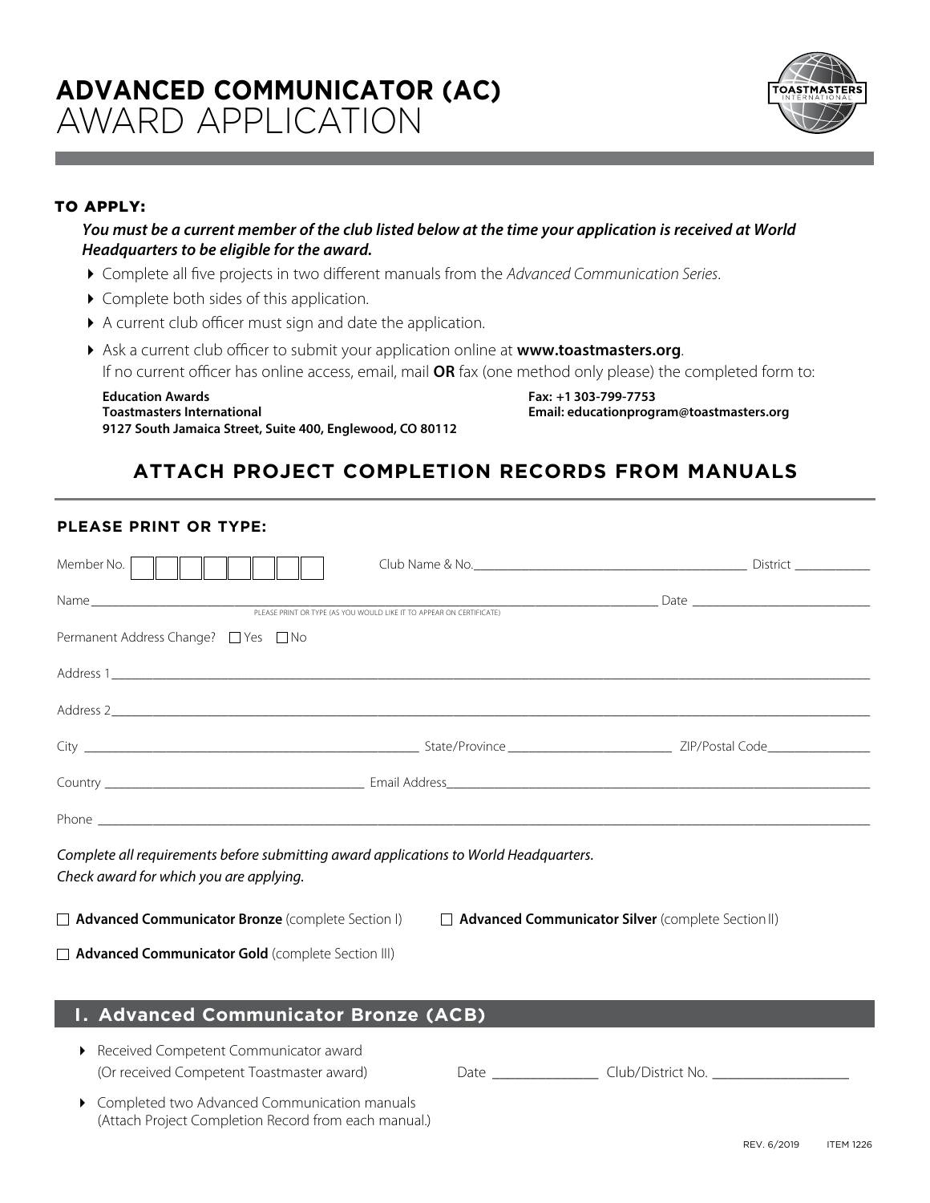# ADVANCED COMMUNICATOR (AC)
# AWARD APPLICATION

### TO APPLY:

***You must be a current member of the club listed below at the time your application is received at World Headquarters to be eligible for the award.***

- Complete all five projects in two different manuals from the *Advanced Communication Series*.
- Complete both sides of this application.
- A current club officer must sign and date the application.
- Ask a current club officer to submit your application online at **www.toastmasters.org**.
  If no current officer has online access, email, mail **OR** fax (one method only please) the completed form to:

**Education Awards**
**Toastmasters International**
**9127 South Jamaica Street, Suite 400, Englewood, CO 80112**

**Fax: +1 303-799-7753**
**Email: educationprogram@toastmasters.org**

## ATTACH PROJECT COMPLETION RECORDS FROM MANUALS

### PLEASE PRINT OR TYPE:

Member No. ☐☐☐☐☐☐☐☐ Club Name & No.______________________ District ___________

Name__________________________________________ Date ___________________
PLEASE PRINT OR TYPE (AS YOU WOULD LIKE IT TO APPEAR ON CERTIFICATE)

Permanent Address Change? ☐ Yes ☐ No

Address 1______________________________________________

Address 2______________________________________________

City ______________________ State/Province ______________ ZIP/Postal Code______________

Country ______________________ Email Address______________________

Phone ______________________________________________

*Complete all requirements before submitting award applications to World Headquarters.*
*Check award for which you are applying.*

☐ **Advanced Communicator Bronze** (complete Section I) ☐ **Advanced Communicator Silver** (complete Section II)

☐ **Advanced Communicator Gold** (complete Section III)

## I. Advanced Communicator Bronze (ACB)

- Received Competent Communicator award
  (Or received Competent Toastmaster award) Date ______________ Club/District No. ________________
- Completed two Advanced Communication manuals
  (Attach Project Completion Record from each manual.)

REV. 6/2019 ITEM 1226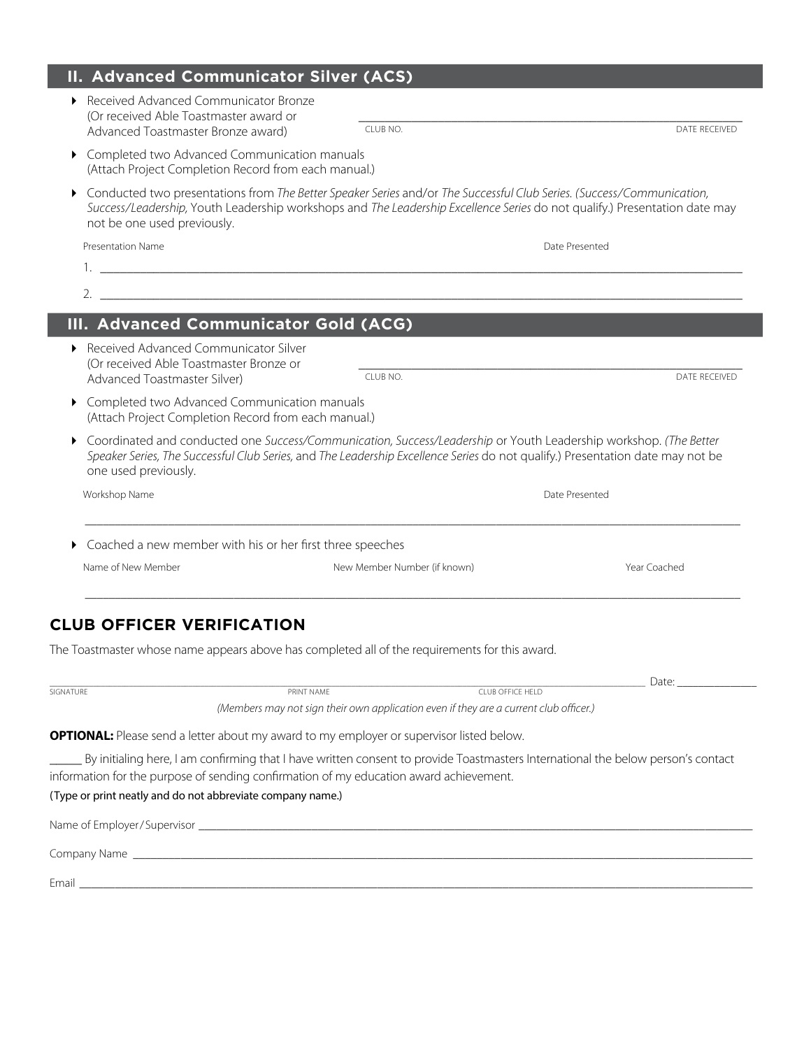## II. Advanced Communicator Silver (ACS)

- Received Advanced Communicator Bronze (Or received Able Toastmaster award or Advanced Toastmaster Bronze award)

  ______________________________
  CLUB NO. DATE RECEIVED

- Completed two Advanced Communication manuals (Attach Project Completion Record from each manual.)
- Conducted two presentations from *The Better Speaker Series* and/or *The Successful Club Series. (Success/Communication, Success/Leadership,* Youth Leadership workshops and *The Leadership Excellence Series* do not qualify.) Presentation date may not be one used previously.

Presentation Name Date Presented

1. ______________________________

2. ______________________________

## III. Advanced Communicator Gold (ACG)

- Received Advanced Communicator Silver (Or received Able Toastmaster Bronze or Advanced Toastmaster Silver)

  ______________________________
  CLUB NO. DATE RECEIVED

- Completed two Advanced Communication manuals (Attach Project Completion Record from each manual.)
- Coordinated and conducted one *Success/Communication, Success/Leadership* or Youth Leadership workshop. *(The Better Speaker Series, The Successful Club Series,* and *The Leadership Excellence Series* do not qualify.) Presentation date may not be one used previously.

Workshop Name Date Presented

______________________________

- Coached a new member with his or her first three speeches

Name of New Member New Member Number (if known) Year Coached

______________________________

## CLUB OFFICER VERIFICATION

The Toastmaster whose name appears above has completed all of the requirements for this award.

______________________________ Date: ______________
SIGNATURE PRINT NAME CLUB OFFICE HELD

*(Members may not sign their own application even if they are a current club officer.)*

**OPTIONAL:** Please send a letter about my award to my employer or supervisor listed below.

_____ By initialing here, I am confirming that I have written consent to provide Toastmasters International the below person's contact information for the purpose of sending confirmation of my education award achievement.

(Type or print neatly and do not abbreviate company name.)

Name of Employer/Supervisor ______________________________

Company Name ______________________________

Email ______________________________